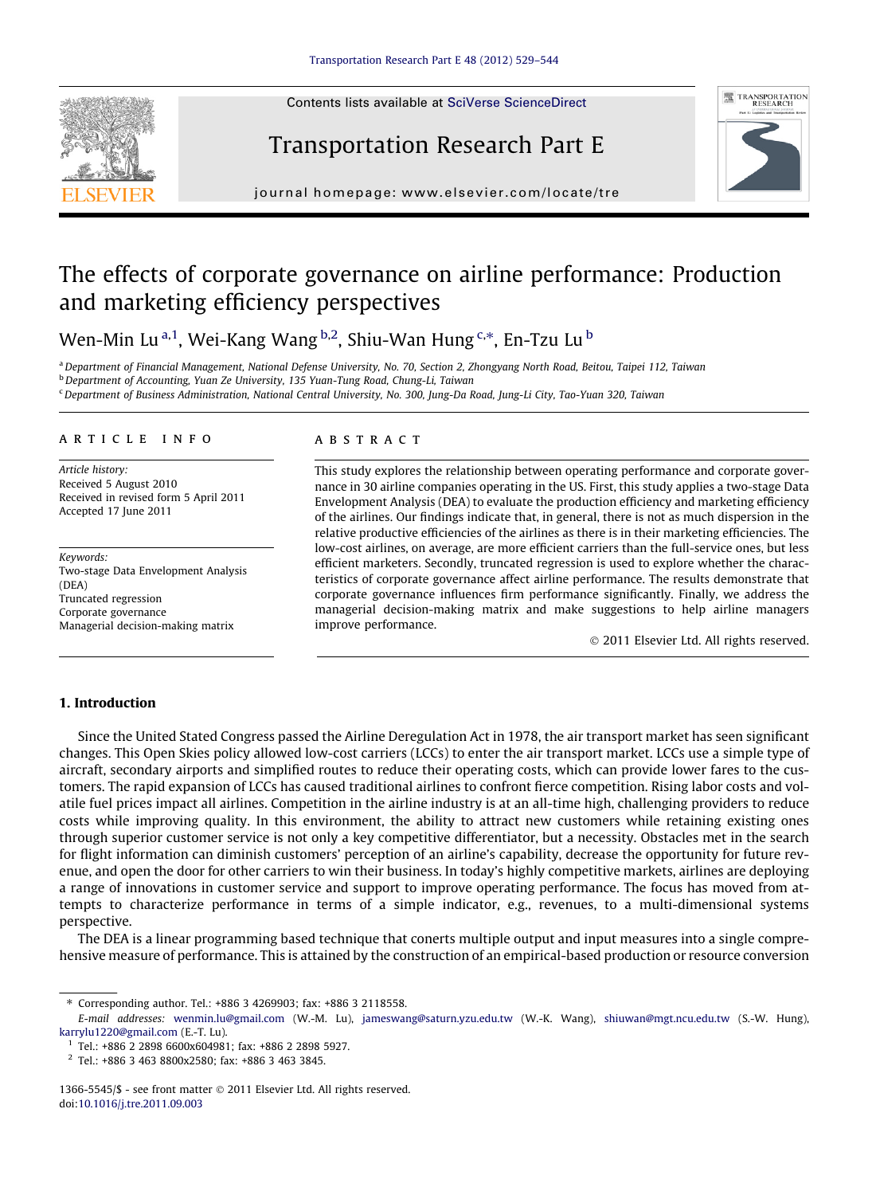# The effects of corporate governance on airline performance: Production and marketing efficiency perspectives

Wen-Min Lu [a,1], Wei-Kang Wang [b,2], Shiu-Wan Hung [c,*], En-Tzu Lu [b]

[a] Department of Financial Management, National Defense University, No. 70, Section 2, Zhongyang North Road, Beitou, Taipei 112, Taiwan
[b] Department of Accounting, Yuan Ze University, 135 Yuan-Tung Road, Chung-Li, Taiwan
[c] Department of Business Administration, National Central University, No. 300, Jung-Da Road, Jung-Li City, Tao-Yuan 320, Taiwan

## ARTICLE INFO

*Article history:*
Received 5 August 2010
Received in revised form 5 April 2011
Accepted 17 June 2011

*Keywords:*
Two-stage Data Envelopment Analysis (DEA)
Truncated regression
Corporate governance
Managerial decision-making matrix

## ABSTRACT

This study explores the relationship between operating performance and corporate governance in 30 airline companies operating in the US. First, this study applies a two-stage Data Envelopment Analysis (DEA) to evaluate the production efficiency and marketing efficiency of the airlines. Our findings indicate that, in general, there is not as much dispersion in the relative productive efficiencies of the airlines as there is in their marketing efficiencies. The low-cost airlines, on average, are more efficient carriers than the full-service ones, but less efficient marketers. Secondly, truncated regression is used to explore whether the characteristics of corporate governance affect airline performance. The results demonstrate that corporate governance influences firm performance significantly. Finally, we address the managerial decision-making matrix and make suggestions to help airline managers improve performance.

© 2011 Elsevier Ltd. All rights reserved.

## 1. Introduction

Since the United Stated Congress passed the Airline Deregulation Act in 1978, the air transport market has seen significant changes. This Open Skies policy allowed low-cost carriers (LCCs) to enter the air transport market. LCCs use a simple type of aircraft, secondary airports and simplified routes to reduce their operating costs, which can provide lower fares to the customers. The rapid expansion of LCCs has caused traditional airlines to confront fierce competition. Rising labor costs and volatile fuel prices impact all airlines. Competition in the airline industry is at an all-time high, challenging providers to reduce costs while improving quality. In this environment, the ability to attract new customers while retaining existing ones through superior customer service is not only a key competitive differentiator, but a necessity. Obstacles met in the search for flight information can diminish customers' perception of an airline's capability, decrease the opportunity for future revenue, and open the door for other carriers to win their business. In today's highly competitive markets, airlines are deploying a range of innovations in customer service and support to improve operating performance. The focus has moved from attempts to characterize performance in terms of a simple indicator, e.g., revenues, to a multi-dimensional systems perspective.

The DEA is a linear programming based technique that conerts multiple output and input measures into a single comprehensive measure of performance. This is attained by the construction of an empirical-based production or resource conversion

---

* Corresponding author. Tel.: +886 3 4269903; fax: +886 3 2118558.
*E-mail addresses:* wenmin.lu@gmail.com (W.-M. Lu), jameswang@saturn.yzu.edu.tw (W.-K. Wang), shiuwan@mgt.ncu.edu.tw (S.-W. Hung), karrylu1220@gmail.com (E.-T. Lu).
[1] Tel.: +886 2 2898 6600x604981; fax: +886 2 2898 5927.
[2] Tel.: +886 3 463 8800x2580; fax: +886 3 463 3845.

1366-5545/$ - see front matter © 2011 Elsevier Ltd. All rights reserved.
doi:10.1016/j.tre.2011.09.003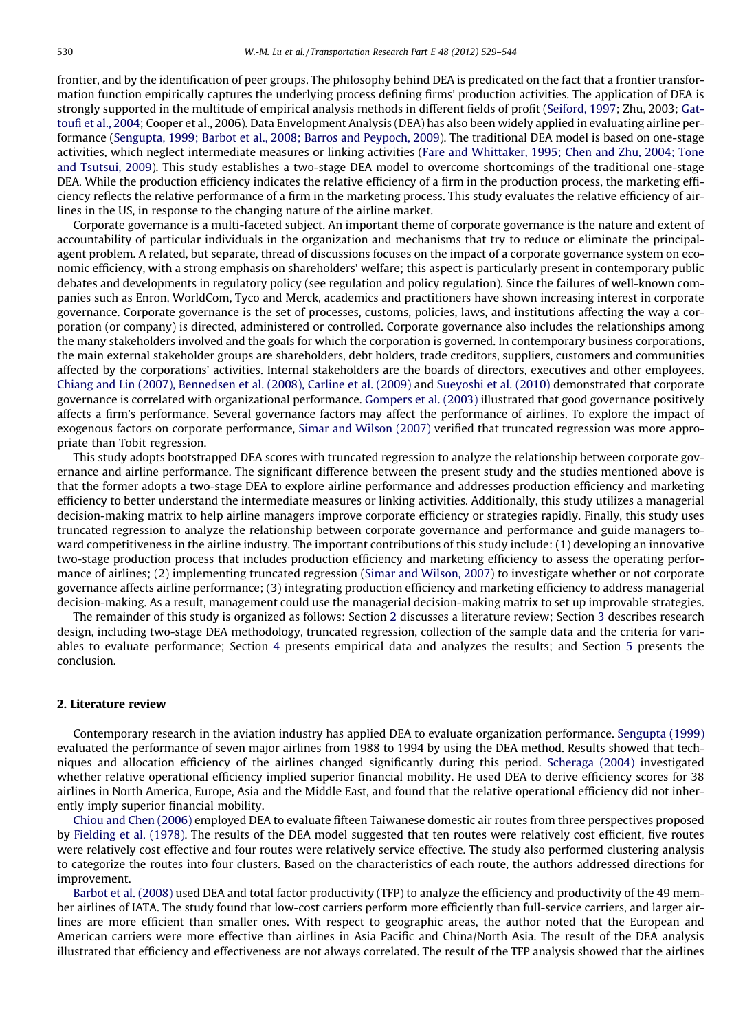frontier, and by the identification of peer groups. The philosophy behind DEA is predicated on the fact that a frontier transformation function empirically captures the underlying process defining firms' production activities. The application of DEA is strongly supported in the multitude of empirical analysis methods in different fields of profit (Seiford, 1997; Zhu, 2003; Gattoufi et al., 2004; Cooper et al., 2006). Data Envelopment Analysis (DEA) has also been widely applied in evaluating airline performance (Sengupta, 1999; Barbot et al., 2008; Barros and Peypoch, 2009). The traditional DEA model is based on one-stage activities, which neglect intermediate measures or linking activities (Fare and Whittaker, 1995; Chen and Zhu, 2004; Tone and Tsutsui, 2009). This study establishes a two-stage DEA model to overcome shortcomings of the traditional one-stage DEA. While the production efficiency indicates the relative efficiency of a firm in the production process, the marketing efficiency reflects the relative performance of a firm in the marketing process. This study evaluates the relative efficiency of airlines in the US, in response to the changing nature of the airline market.

Corporate governance is a multi-faceted subject. An important theme of corporate governance is the nature and extent of accountability of particular individuals in the organization and mechanisms that try to reduce or eliminate the principal-agent problem. A related, but separate, thread of discussions focuses on the impact of a corporate governance system on economic efficiency, with a strong emphasis on shareholders' welfare; this aspect is particularly present in contemporary public debates and developments in regulatory policy (see regulation and policy regulation). Since the failures of well-known companies such as Enron, WorldCom, Tyco and Merck, academics and practitioners have shown increasing interest in corporate governance. Corporate governance is the set of processes, customs, policies, laws, and institutions affecting the way a corporation (or company) is directed, administered or controlled. Corporate governance also includes the relationships among the many stakeholders involved and the goals for which the corporation is governed. In contemporary business corporations, the main external stakeholder groups are shareholders, debt holders, trade creditors, suppliers, customers and communities affected by the corporations' activities. Internal stakeholders are the boards of directors, executives and other employees. Chiang and Lin (2007), Bennedsen et al. (2008), Carline et al. (2009) and Sueyoshi et al. (2010) demonstrated that corporate governance is correlated with organizational performance. Gompers et al. (2003) illustrated that good governance positively affects a firm's performance. Several governance factors may affect the performance of airlines. To explore the impact of exogenous factors on corporate performance, Simar and Wilson (2007) verified that truncated regression was more appropriate than Tobit regression.

This study adopts bootstrapped DEA scores with truncated regression to analyze the relationship between corporate governance and airline performance. The significant difference between the present study and the studies mentioned above is that the former adopts a two-stage DEA to explore airline performance and addresses production efficiency and marketing efficiency to better understand the intermediate measures or linking activities. Additionally, this study utilizes a managerial decision-making matrix to help airline managers improve corporate efficiency or strategies rapidly. Finally, this study uses truncated regression to analyze the relationship between corporate governance and performance and guide managers toward competitiveness in the airline industry. The important contributions of this study include: (1) developing an innovative two-stage production process that includes production efficiency and marketing efficiency to assess the operating performance of airlines; (2) implementing truncated regression (Simar and Wilson, 2007) to investigate whether or not corporate governance affects airline performance; (3) integrating production efficiency and marketing efficiency to address managerial decision-making. As a result, management could use the managerial decision-making matrix to set up improvable strategies.

The remainder of this study is organized as follows: Section 2 discusses a literature review; Section 3 describes research design, including two-stage DEA methodology, truncated regression, collection of the sample data and the criteria for variables to evaluate performance; Section 4 presents empirical data and analyzes the results; and Section 5 presents the conclusion.

## 2. Literature review

Contemporary research in the aviation industry has applied DEA to evaluate organization performance. Sengupta (1999) evaluated the performance of seven major airlines from 1988 to 1994 by using the DEA method. Results showed that techniques and allocation efficiency of the airlines changed significantly during this period. Scheraga (2004) investigated whether relative operational efficiency implied superior financial mobility. He used DEA to derive efficiency scores for 38 airlines in North America, Europe, Asia and the Middle East, and found that the relative operational efficiency did not inherently imply superior financial mobility.

Chiou and Chen (2006) employed DEA to evaluate fifteen Taiwanese domestic air routes from three perspectives proposed by Fielding et al. (1978). The results of the DEA model suggested that ten routes were relatively cost efficient, five routes were relatively cost effective and four routes were relatively service effective. The study also performed clustering analysis to categorize the routes into four clusters. Based on the characteristics of each route, the authors addressed directions for improvement.

Barbot et al. (2008) used DEA and total factor productivity (TFP) to analyze the efficiency and productivity of the 49 member airlines of IATA. The study found that low-cost carriers perform more efficiently than full-service carriers, and larger airlines are more efficient than smaller ones. With respect to geographic areas, the author noted that the European and American carriers were more effective than airlines in Asia Pacific and China/North Asia. The result of the DEA analysis illustrated that efficiency and effectiveness are not always correlated. The result of the TFP analysis showed that the airlines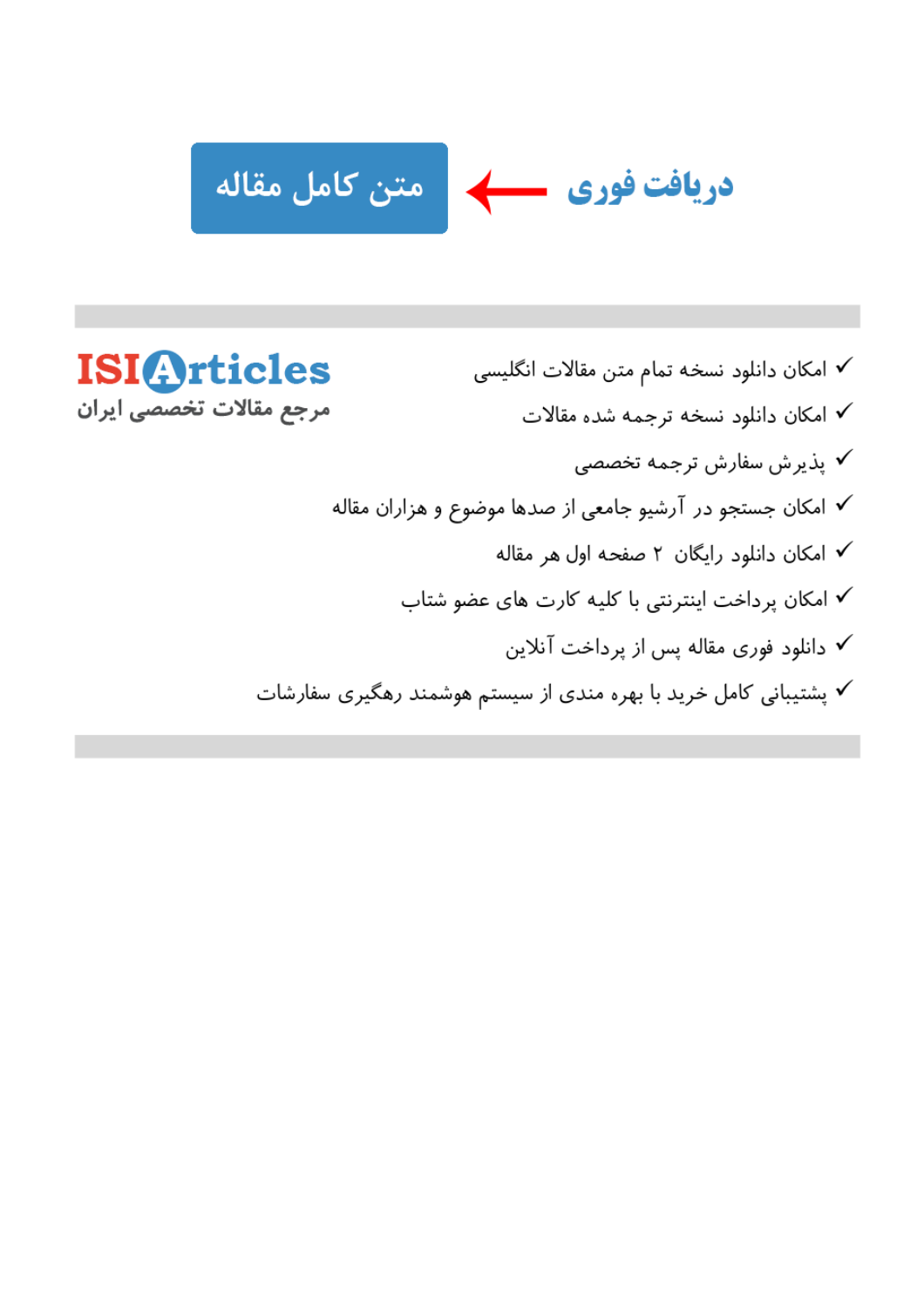دریافت فوری ← **متن کامل مقاله**

**ISIArticles**
مرجع مقالات تخصصی ایران

- ✓ امکان دانلود نسخه تمام متن مقالات انگلیسی
- ✓ امکان دانلود نسخه ترجمه شده مقالات
- ✓ پذیرش سفارش ترجمه تخصصی
- ✓ امکان جستجو در آرشیو جامعی از صدها موضوع و هزاران مقاله
- ✓ امکان دانلود رایگان ۲ صفحه اول هر مقاله
- ✓ امکان پرداخت اینترنتی با کلیه کارت های عضو شتاب
- ✓ دانلود فوری مقاله پس از پرداخت آنلاین
- ✓ پشتیبانی کامل خرید با بهره مندی از سیستم هوشمند رهگیری سفارشات